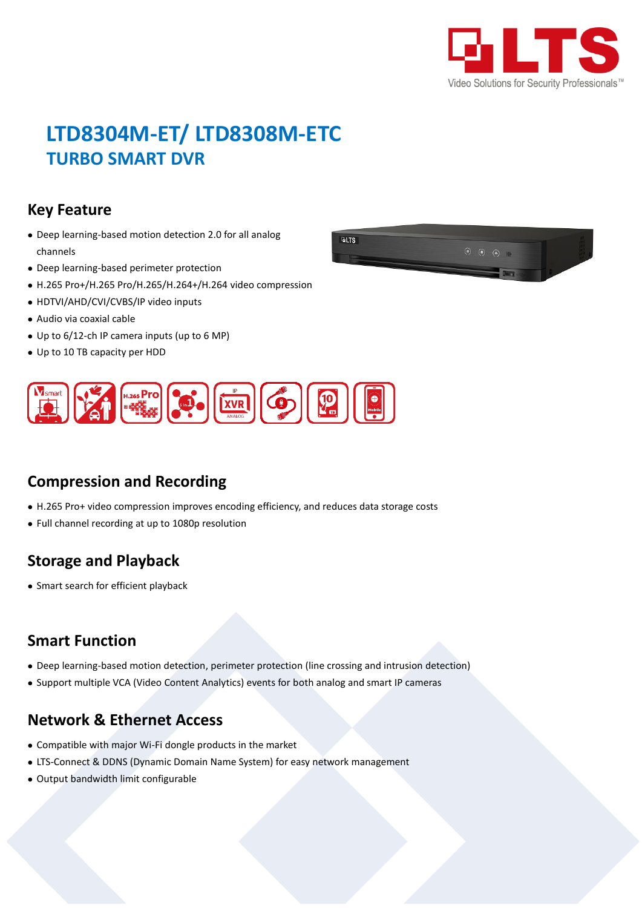# LTD8304M-ET/ LTD8308M-ETC

## TURBO SMART DVR

### Key Feature

- Deep learning-based motion detection 2.0 for all analog channels
- Deep learning-based perimeter protection
- H.265 Pro+/H.265 Pro/H.265/H.264+/H.264 video compression
- HDTVI/AHD/CVI/CVBS/IP video inputs
- Audio via coaxial cable
- Up to 6/12-ch IP camera inputs (up to 6 MP)
- Up to 10 TB capacity per HDD

### Compression and Recording

- H.265 Pro+ video compression improves encoding efficiency, and reduces data storage costs
- Full channel recording at up to 1080p resolution

### Storage and Playback

- Smart search for efficient playback

### Smart Function

- Deep learning-based motion detection, perimeter protection (line crossing and intrusion detection)
- Support multiple VCA (Video Content Analytics) events for both analog and smart IP cameras

### Network & Ethernet Access

- Compatible with major Wi-Fi dongle products in the market
- LTS-Connect & DDNS (Dynamic Domain Name System) for easy network management
- Output bandwidth limit configurable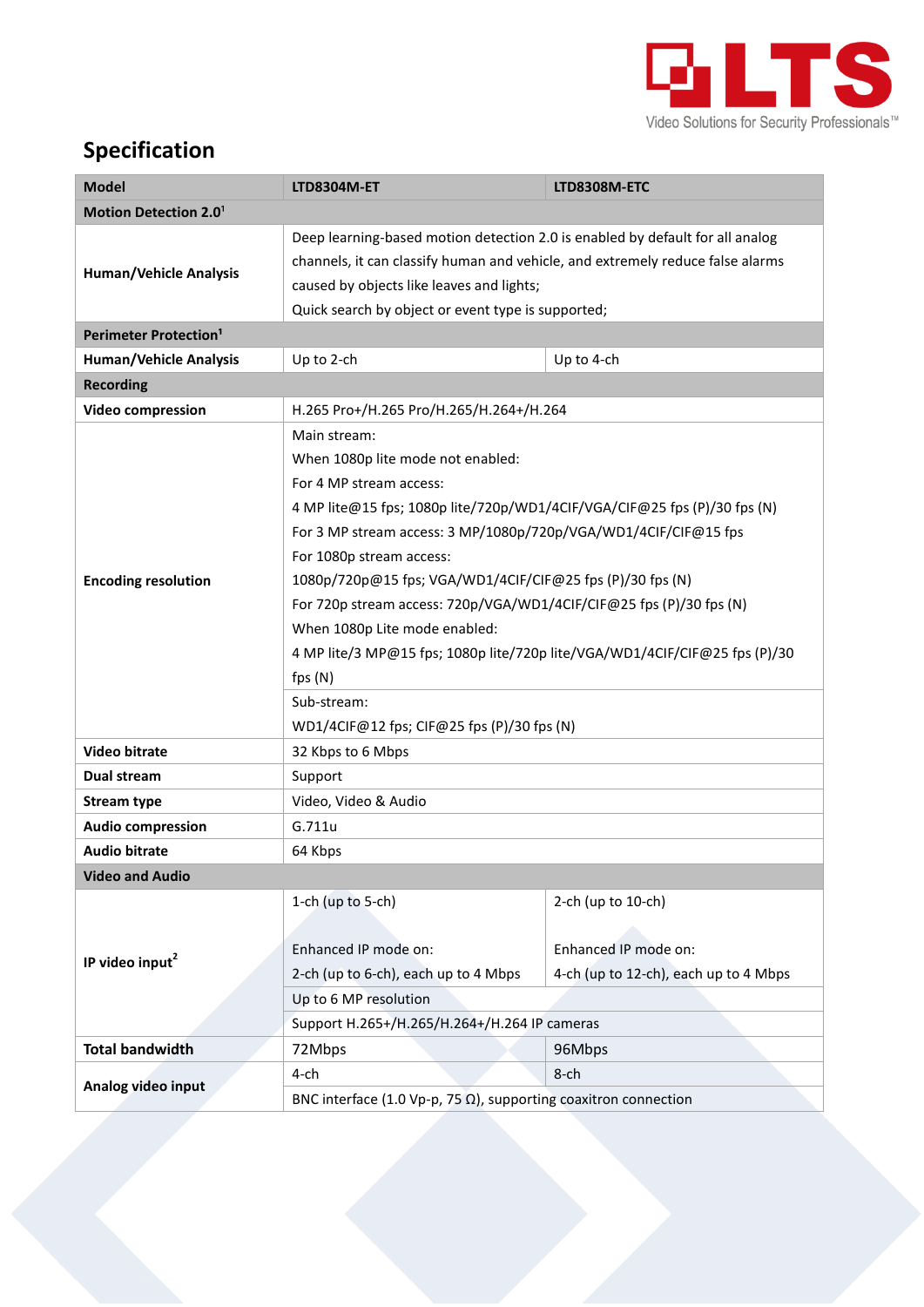## Specification

| Model | LTD8304M-ET | LTD8308M-ETC |
|---|---|---|
| **Motion Detection 2.0**[1] | | |
| **Human/Vehicle Analysis** | Deep learning-based motion detection 2.0 is enabled by default for all analog channels, it can classify human and vehicle, and extremely reduce false alarms caused by objects like leaves and lights;<br>Quick search by object or event type is supported; | |
| **Perimeter Protection**[1] | | |
| **Human/Vehicle Analysis** | Up to 2-ch | Up to 4-ch |
| **Recording** | | |
| **Video compression** | H.265 Pro+/H.265 Pro/H.265/H.264+/H.264 | |
| **Encoding resolution** | Main stream:<br>When 1080p lite mode not enabled:<br>For 4 MP stream access:<br>4 MP lite@15 fps; 1080p lite/720p/WD1/4CIF/VGA/CIF@25 fps (P)/30 fps (N)<br>For 3 MP stream access: 3 MP/1080p/720p/VGA/WD1/4CIF/CIF@15 fps<br>For 1080p stream access:<br>1080p/720p@15 fps; VGA/WD1/4CIF/CIF@25 fps (P)/30 fps (N)<br>For 720p stream access: 720p/VGA/WD1/4CIF/CIF@25 fps (P)/30 fps (N)<br>When 1080p Lite mode enabled:<br>4 MP lite/3 MP@15 fps; 1080p lite/720p lite/VGA/WD1/4CIF/CIF@25 fps (P)/30 fps (N) | |
| | Sub-stream:<br>WD1/4CIF@12 fps; CIF@25 fps (P)/30 fps (N) | |
| **Video bitrate** | 32 Kbps to 6 Mbps | |
| **Dual stream** | Support | |
| **Stream type** | Video, Video & Audio | |
| **Audio compression** | G.711u | |
| **Audio bitrate** | 64 Kbps | |
| **Video and Audio** | | |
| **IP video input**[2] | 1-ch (up to 5-ch)<br><br>Enhanced IP mode on:<br>2-ch (up to 6-ch), each up to 4 Mbps | 2-ch (up to 10-ch)<br><br>Enhanced IP mode on:<br>4-ch (up to 12-ch), each up to 4 Mbps |
| | Up to 6 MP resolution | |
| | Support H.265+/H.265/H.264+/H.264 IP cameras | |
| **Total bandwidth** | 72Mbps | 96Mbps |
| **Analog video input** | 4-ch | 8-ch |
| | BNC interface (1.0 Vp-p, 75 Ω), supporting coaxitron connection | |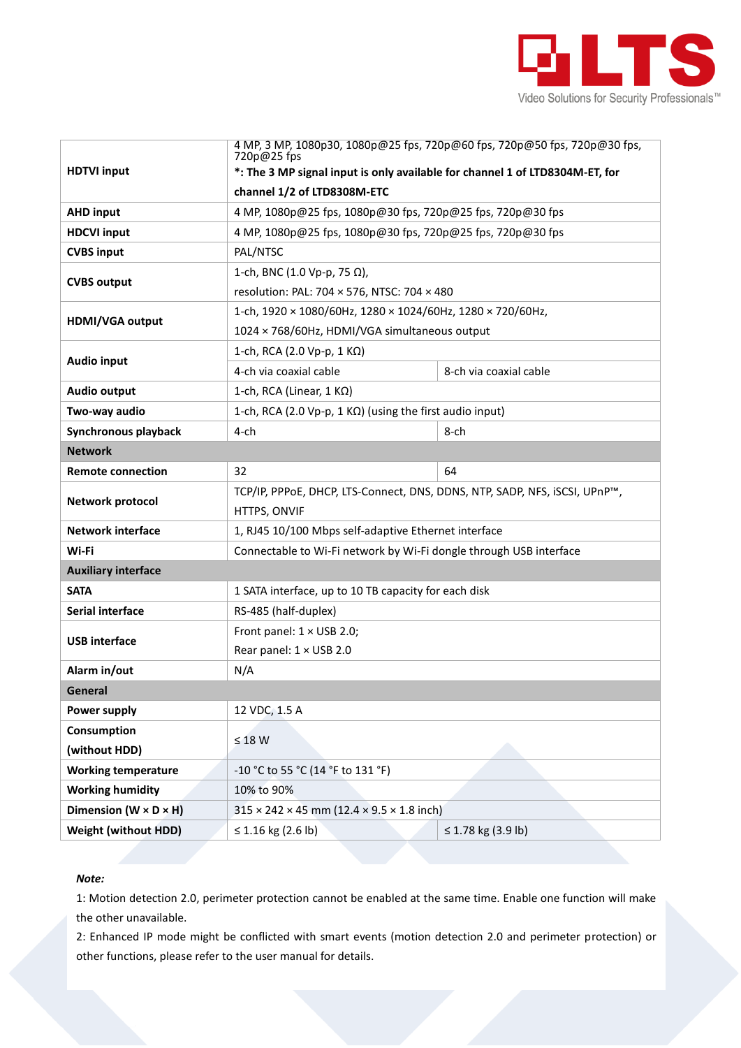| | | |
|---|---|---|
| **HDTVI input** | 4 MP, 3 MP, 1080p30, 1080p@25 fps, 720p@60 fps, 720p@50 fps, 720p@30 fps, 720p@25 fps<br>**\*: The 3 MP signal input is only available for channel 1 of LTD8304M-ET, for channel 1/2 of LTD8308M-ETC** | |
| **AHD input** | 4 MP, 1080p@25 fps, 1080p@30 fps, 720p@25 fps, 720p@30 fps | |
| **HDCVI input** | 4 MP, 1080p@25 fps, 1080p@30 fps, 720p@25 fps, 720p@30 fps | |
| **CVBS input** | PAL/NTSC | |
| **CVBS output** | 1-ch, BNC (1.0 Vp-p, 75 Ω),<br>resolution: PAL: 704 × 576, NTSC: 704 × 480 | |
| **HDMI/VGA output** | 1-ch, 1920 × 1080/60Hz, 1280 × 1024/60Hz, 1280 × 720/60Hz,<br>1024 × 768/60Hz, HDMI/VGA simultaneous output | |
| **Audio input** | 1-ch, RCA (2.0 Vp-p, 1 KΩ) | |
| | 4-ch via coaxial cable | 8-ch via coaxial cable |
| **Audio output** | 1-ch, RCA (Linear, 1 KΩ) | |
| **Two-way audio** | 1-ch, RCA (2.0 Vp-p, 1 KΩ) (using the first audio input) | |
| **Synchronous playback** | 4-ch | 8-ch |
| **Network** | | |
| **Remote connection** | 32 | 64 |
| **Network protocol** | TCP/IP, PPPoE, DHCP, LTS-Connect, DNS, DDNS, NTP, SADP, NFS, iSCSI, UPnP™, HTTPS, ONVIF | |
| **Network interface** | 1, RJ45 10/100 Mbps self-adaptive Ethernet interface | |
| **Wi-Fi** | Connectable to Wi-Fi network by Wi-Fi dongle through USB interface | |
| **Auxiliary interface** | | |
| **SATA** | 1 SATA interface, up to 10 TB capacity for each disk | |
| **Serial interface** | RS-485 (half-duplex) | |
| **USB interface** | Front panel: 1 × USB 2.0;<br>Rear panel: 1 × USB 2.0 | |
| **Alarm in/out** | N/A | |
| **General** | | |
| **Power supply** | 12 VDC, 1.5 A | |
| **Consumption (without HDD)** | ≤ 18 W | |
| **Working temperature** | -10 °C to 55 °C (14 °F to 131 °F) | |
| **Working humidity** | 10% to 90% | |
| **Dimension (W × D × H)** | 315 × 242 × 45 mm (12.4 × 9.5 × 1.8 inch) | |
| **Weight (without HDD)** | ≤ 1.16 kg (2.6 lb) | ≤ 1.78 kg (3.9 lb) |

***Note:***

1: Motion detection 2.0, perimeter protection cannot be enabled at the same time. Enable one function will make the other unavailable.

2: Enhanced IP mode might be conflicted with smart events (motion detection 2.0 and perimeter protection) or other functions, please refer to the user manual for details.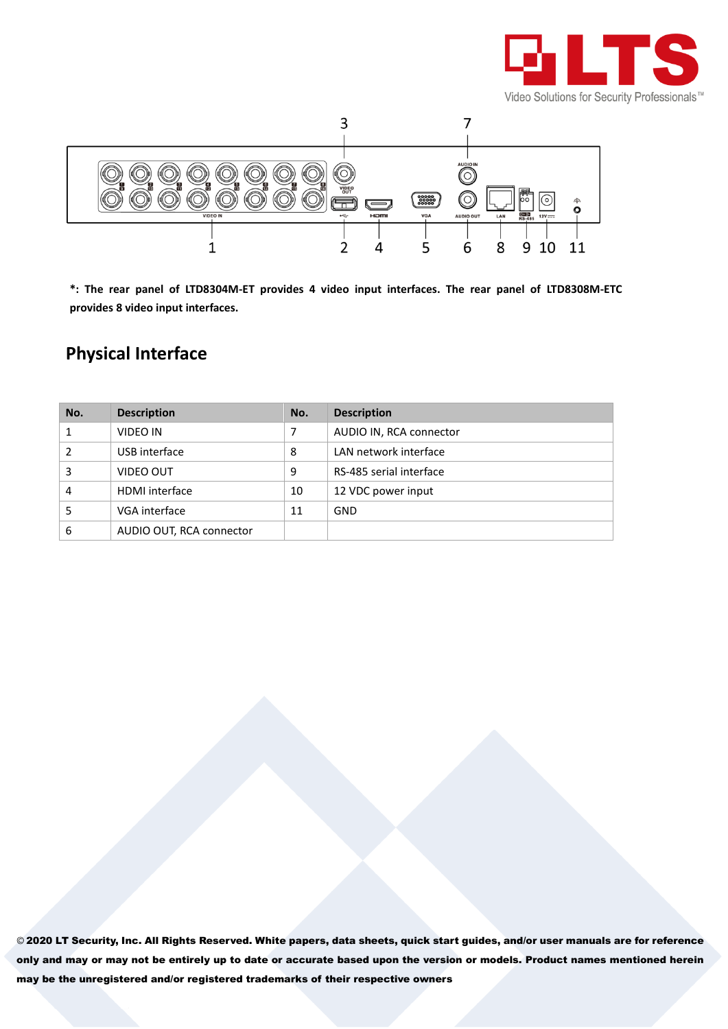**\*: The rear panel of LTD8304M-ET provides 4 video input interfaces. The rear panel of LTD8308M-ETC provides 8 video input interfaces.**

## Physical Interface

| No. | Description | No. | Description |
|---|---|---|---|
| 1 | VIDEO IN | 7 | AUDIO IN, RCA connector |
| 2 | USB interface | 8 | LAN network interface |
| 3 | VIDEO OUT | 9 | RS-485 serial interface |
| 4 | HDMI interface | 10 | 12 VDC power input |
| 5 | VGA interface | 11 | GND |
| 6 | AUDIO OUT, RCA connector | | |

**© 2020 LT Security, Inc. All Rights Reserved. White papers, data sheets, quick start guides, and/or user manuals are for reference only and may or may not be entirely up to date or accurate based upon the version or models. Product names mentioned herein may be the unregistered and/or registered trademarks of their respective owners**